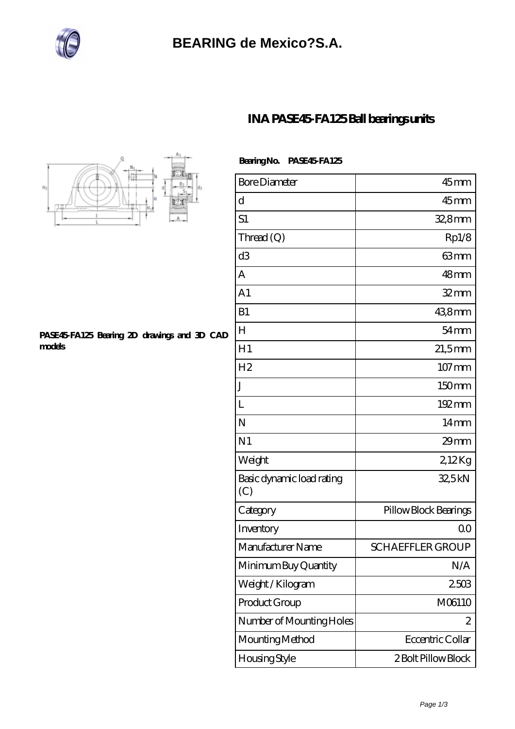# BEARING de Mexico?S.A.

## INA PASE45-FA125 Ball bearings units

PASE45-FA125 Bearing 2D drawings and 3D CAD models

**Bearing No.** PASE45-FA125

| | |
|---|---|
| Bore Diameter | 45 mm |
| d | 45 mm |
| S1 | 32,8 mm |
| Thread (Q) | Rp1/8 |
| d3 | 63 mm |
| A | 48 mm |
| A1 | 32 mm |
| B1 | 43,8 mm |
| H | 54 mm |
| H1 | 21,5 mm |
| H2 | 107 mm |
| J | 150 mm |
| L | 192 mm |
| N | 14 mm |
| N1 | 29 mm |
| Weight | 2,12 Kg |
| Basic dynamic load rating (C) | 32,5 kN |
| Category | Pillow Block Bearings |
| Inventory | 0.0 |
| Manufacturer Name | SCHAEFFLER GROUP |
| Minimum Buy Quantity | N/A |
| Weight / Kilogram | 2.503 |
| Product Group | M06110 |
| Number of Mounting Holes | 2 |
| Mounting Method | Eccentric Collar |
| Housing Style | 2 Bolt Pillow Block |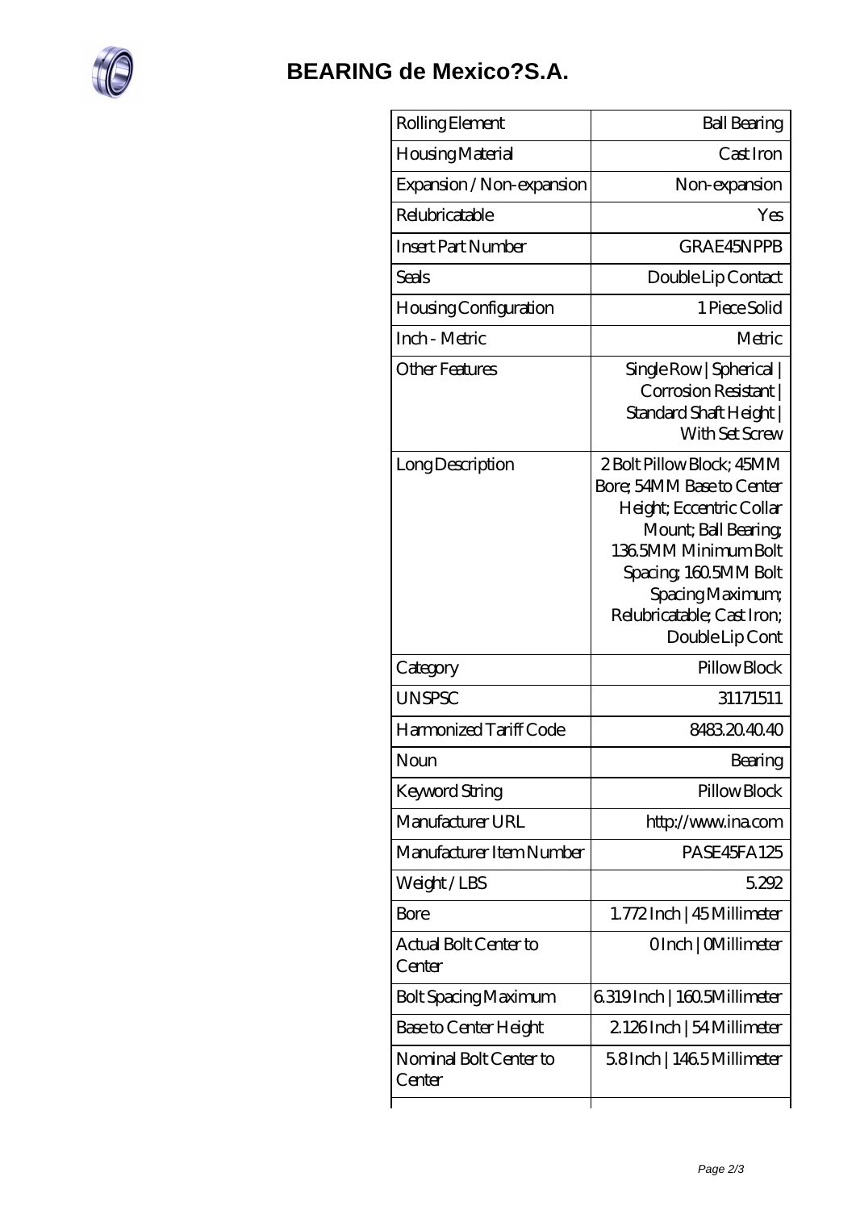# BEARING de Mexico?S.A.

| Rolling Element | Ball Bearing |
|---|---|
| Housing Material | Cast Iron |
| Expansion / Non-expansion | Non-expansion |
| Relubricatable | Yes |
| Insert Part Number | GRAE45NPPB |
| Seals | Double Lip Contact |
| Housing Configuration | 1 Piece Solid |
| Inch - Metric | Metric |
| Other Features | Single Row \| Spherical \| Corrosion Resistant \| Standard Shaft Height \| With Set Screw |
| Long Description | 2 Bolt Pillow Block; 45MM Bore; 54MM Base to Center Height; Eccentric Collar Mount; Ball Bearing; 136.5MM Minimum Bolt Spacing; 160.5MM Bolt Spacing Maximum; Relubricatable; Cast Iron; Double Lip Cont |
| Category | Pillow Block |
| UNSPSC | 31171511 |
| Harmonized Tariff Code | 8483.20.40.40 |
| Noun | Bearing |
| Keyword String | Pillow Block |
| Manufacturer URL | http://www.ina.com |
| Manufacturer Item Number | PASE45FA125 |
| Weight / LBS | 5.292 |
| Bore | 1.772 Inch \| 45 Millimeter |
| Actual Bolt Center to Center | 0 Inch \| 0 Millimeter |
| Bolt Spacing Maximum | 6.319 Inch \| 160.5 Millimeter |
| Base to Center Height | 2.126 Inch \| 54 Millimeter |
| Nominal Bolt Center to Center | 5.8 Inch \| 146.5 Millimeter |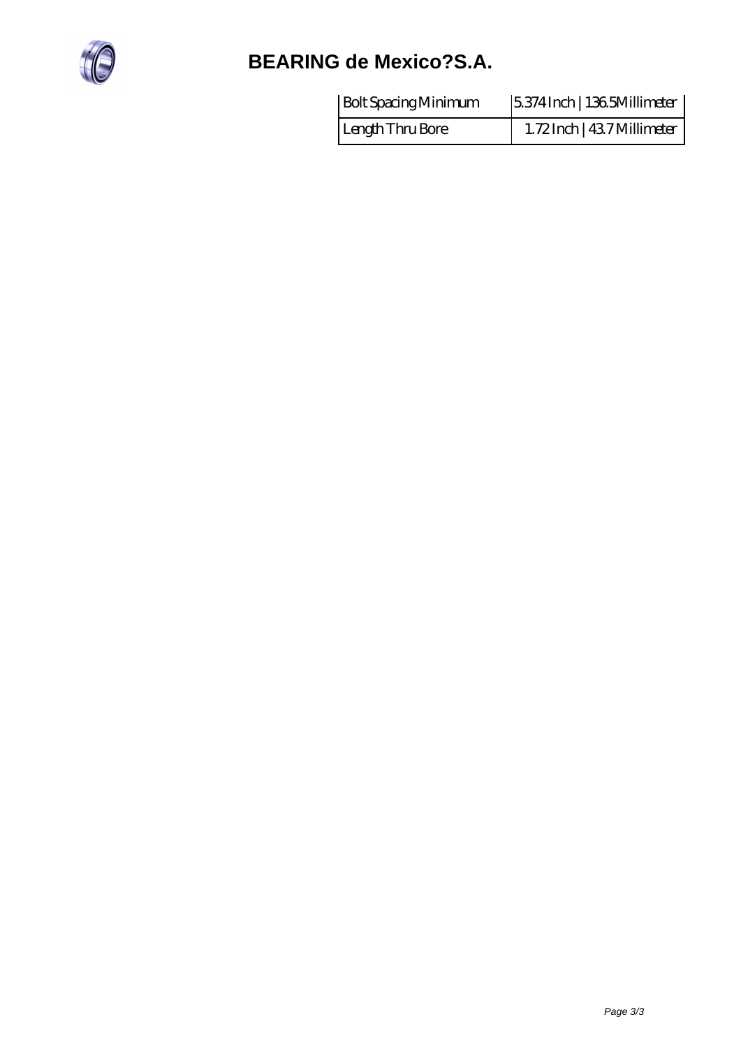| | |
|---|---|
| Bolt Spacing Minimum | 5.374 Inch \| 136.5 Millimeter |
| Length Thru Bore | 1.72 Inch \| 43.7 Millimeter |